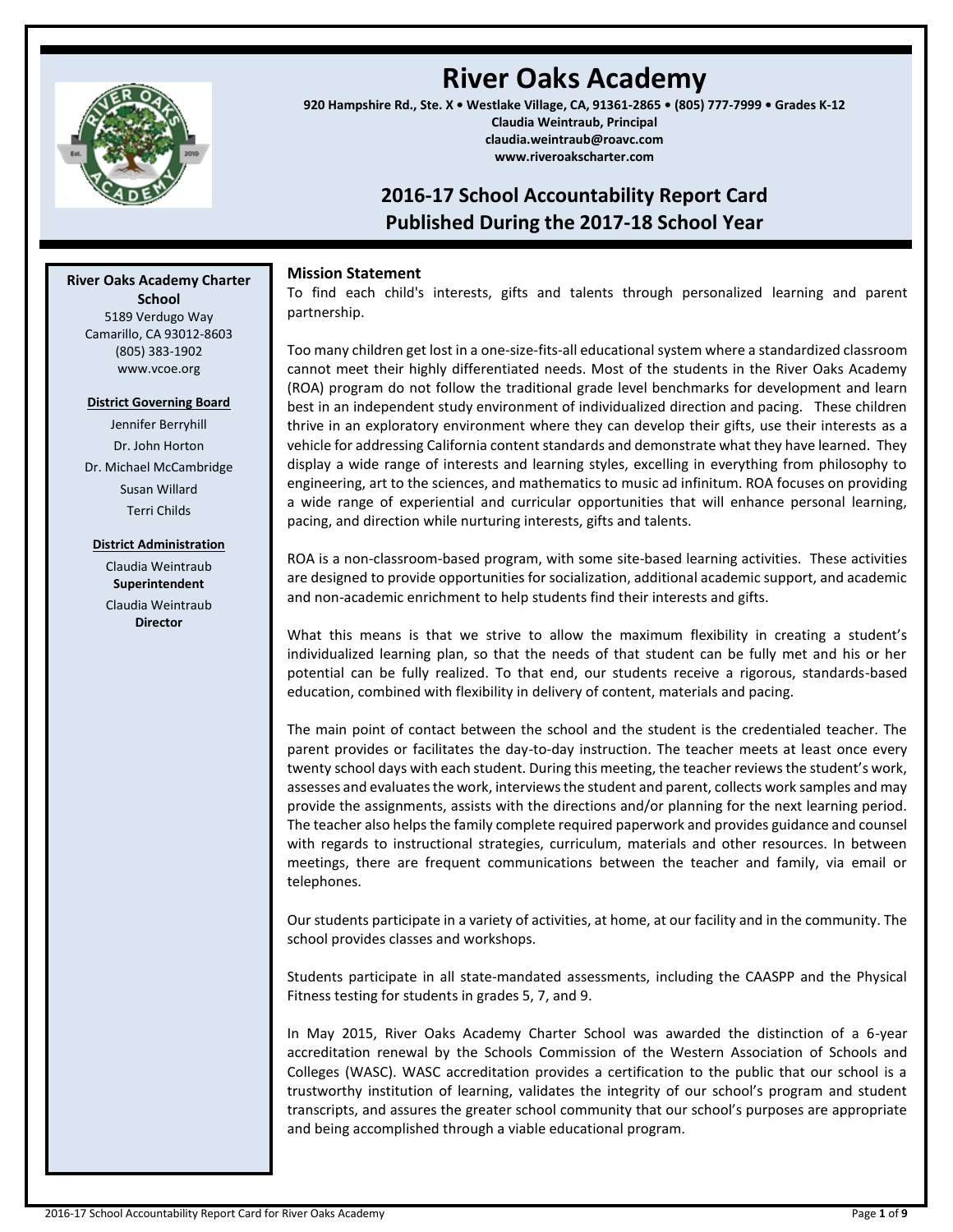# River Oaks Academy

**920 Hampshire Rd., Ste. X • Westlake Village, CA, 91361-2865 • (805) 777-7999 • Grades K-12**
**Claudia Weintraub, Principal**
**claudia.weintraub@roavc.com**
**www.riveroakscharter.com**

## 2016-17 School Accountability Report Card
## Published During the 2017-18 School Year

**River Oaks Academy Charter School**
5189 Verdugo Way
Camarillo, CA 93012-8603
(805) 383-1902
www.vcoe.org

**District Governing Board**

Jennifer Berryhill
Dr. John Horton
Dr. Michael McCambridge
Susan Willard
Terri Childs

**District Administration**

Claudia Weintraub
**Superintendent**
Claudia Weintraub
**Director**

### Mission Statement

To find each child's interests, gifts and talents through personalized learning and parent partnership.

Too many children get lost in a one-size-fits-all educational system where a standardized classroom cannot meet their highly differentiated needs. Most of the students in the River Oaks Academy (ROA) program do not follow the traditional grade level benchmarks for development and learn best in an independent study environment of individualized direction and pacing. These children thrive in an exploratory environment where they can develop their gifts, use their interests as a vehicle for addressing California content standards and demonstrate what they have learned. They display a wide range of interests and learning styles, excelling in everything from philosophy to engineering, art to the sciences, and mathematics to music ad infinitum. ROA focuses on providing a wide range of experiential and curricular opportunities that will enhance personal learning, pacing, and direction while nurturing interests, gifts and talents.

ROA is a non-classroom-based program, with some site-based learning activities. These activities are designed to provide opportunities for socialization, additional academic support, and academic and non-academic enrichment to help students find their interests and gifts.

What this means is that we strive to allow the maximum flexibility in creating a student's individualized learning plan, so that the needs of that student can be fully met and his or her potential can be fully realized. To that end, our students receive a rigorous, standards-based education, combined with flexibility in delivery of content, materials and pacing.

The main point of contact between the school and the student is the credentialed teacher. The parent provides or facilitates the day-to-day instruction. The teacher meets at least once every twenty school days with each student. During this meeting, the teacher reviews the student's work, assesses and evaluates the work, interviews the student and parent, collects work samples and may provide the assignments, assists with the directions and/or planning for the next learning period. The teacher also helps the family complete required paperwork and provides guidance and counsel with regards to instructional strategies, curriculum, materials and other resources. In between meetings, there are frequent communications between the teacher and family, via email or telephones.

Our students participate in a variety of activities, at home, at our facility and in the community. The school provides classes and workshops.

Students participate in all state-mandated assessments, including the CAASPP and the Physical Fitness testing for students in grades 5, 7, and 9.

In May 2015, River Oaks Academy Charter School was awarded the distinction of a 6-year accreditation renewal by the Schools Commission of the Western Association of Schools and Colleges (WASC). WASC accreditation provides a certification to the public that our school is a trustworthy institution of learning, validates the integrity of our school's program and student transcripts, and assures the greater school community that our school's purposes are appropriate and being accomplished through a viable educational program.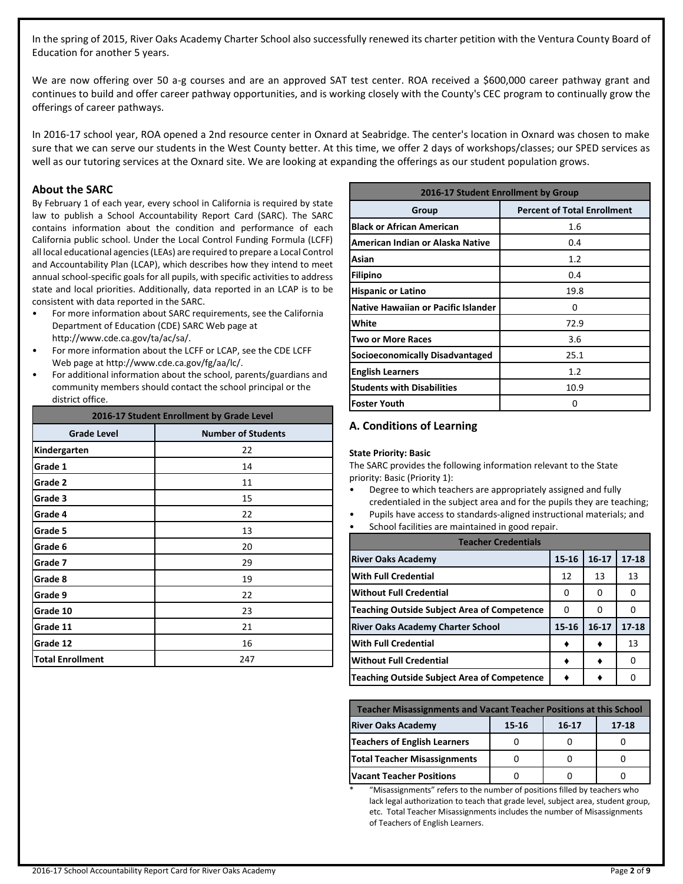In the spring of 2015, River Oaks Academy Charter School also successfully renewed its charter petition with the Ventura County Board of Education for another 5 years.

We are now offering over 50 a-g courses and are an approved SAT test center. ROA received a $600,000 career pathway grant and continues to build and offer career pathway opportunities, and is working closely with the County's CEC program to continually grow the offerings of career pathways.

In 2016-17 school year, ROA opened a 2nd resource center in Oxnard at Seabridge. The center's location in Oxnard was chosen to make sure that we can serve our students in the West County better. At this time, we offer 2 days of workshops/classes; our SPED services as well as our tutoring services at the Oxnard site. We are looking at expanding the offerings as our student population grows.

## About the SARC

By February 1 of each year, every school in California is required by state law to publish a School Accountability Report Card (SARC). The SARC contains information about the condition and performance of each California public school. Under the Local Control Funding Formula (LCFF) all local educational agencies (LEAs) are required to prepare a Local Control and Accountability Plan (LCAP), which describes how they intend to meet annual school-specific goals for all pupils, with specific activities to address state and local priorities. Additionally, data reported in an LCAP is to be consistent with data reported in the SARC.

- For more information about SARC requirements, see the California Department of Education (CDE) SARC Web page at http://www.cde.ca.gov/ta/ac/sa/.
- For more information about the LCFF or LCAP, see the CDE LCFF Web page at http://www.cde.ca.gov/fg/aa/lc/.
- For additional information about the school, parents/guardians and community members should contact the school principal or the district office.

| 2016-17 Student Enrollment by Grade Level | |
|---|---|
| **Grade Level** | **Number of Students** |
| Kindergarten | 22 |
| Grade 1 | 14 |
| Grade 2 | 11 |
| Grade 3 | 15 |
| Grade 4 | 22 |
| Grade 5 | 13 |
| Grade 6 | 20 |
| Grade 7 | 29 |
| Grade 8 | 19 |
| Grade 9 | 22 |
| Grade 10 | 23 |
| Grade 11 | 21 |
| Grade 12 | 16 |
| Total Enrollment | 247 |

| 2016-17 Student Enrollment by Group | |
|---|---|
| **Group** | **Percent of Total Enrollment** |
| Black or African American | 1.6 |
| American Indian or Alaska Native | 0.4 |
| Asian | 1.2 |
| Filipino | 0.4 |
| Hispanic or Latino | 19.8 |
| Native Hawaiian or Pacific Islander | 0 |
| White | 72.9 |
| Two or More Races | 3.6 |
| Socioeconomically Disadvantaged | 25.1 |
| English Learners | 1.2 |
| Students with Disabilities | 10.9 |
| Foster Youth | 0 |

## A. Conditions of Learning

**State Priority: Basic**

The SARC provides the following information relevant to the State priority: Basic (Priority 1):

- Degree to which teachers are appropriately assigned and fully credentialed in the subject area and for the pupils they are teaching;
- Pupils have access to standards-aligned instructional materials; and
- School facilities are maintained in good repair.

| Teacher Credentials | | | |
|---|---|---|---|
| **River Oaks Academy** | **15-16** | **16-17** | **17-18** |
| With Full Credential | 12 | 13 | 13 |
| Without Full Credential | 0 | 0 | 0 |
| Teaching Outside Subject Area of Competence | 0 | 0 | 0 |
| **River Oaks Academy Charter School** | **15-16** | **16-17** | **17-18** |
| With Full Credential | ♦ | ♦ | 13 |
| Without Full Credential | ♦ | ♦ | 0 |
| Teaching Outside Subject Area of Competence | ♦ | ♦ | 0 |

| Teacher Misassignments and Vacant Teacher Positions at this School | | | |
|---|---|---|---|
| **River Oaks Academy** | **15-16** | **16-17** | **17-18** |
| Teachers of English Learners | 0 | 0 | 0 |
| Total Teacher Misassignments | 0 | 0 | 0 |
| Vacant Teacher Positions | 0 | 0 | 0 |

\* "Misassignments" refers to the number of positions filled by teachers who lack legal authorization to teach that grade level, subject area, student group, etc. Total Teacher Misassignments includes the number of Misassignments of Teachers of English Learners.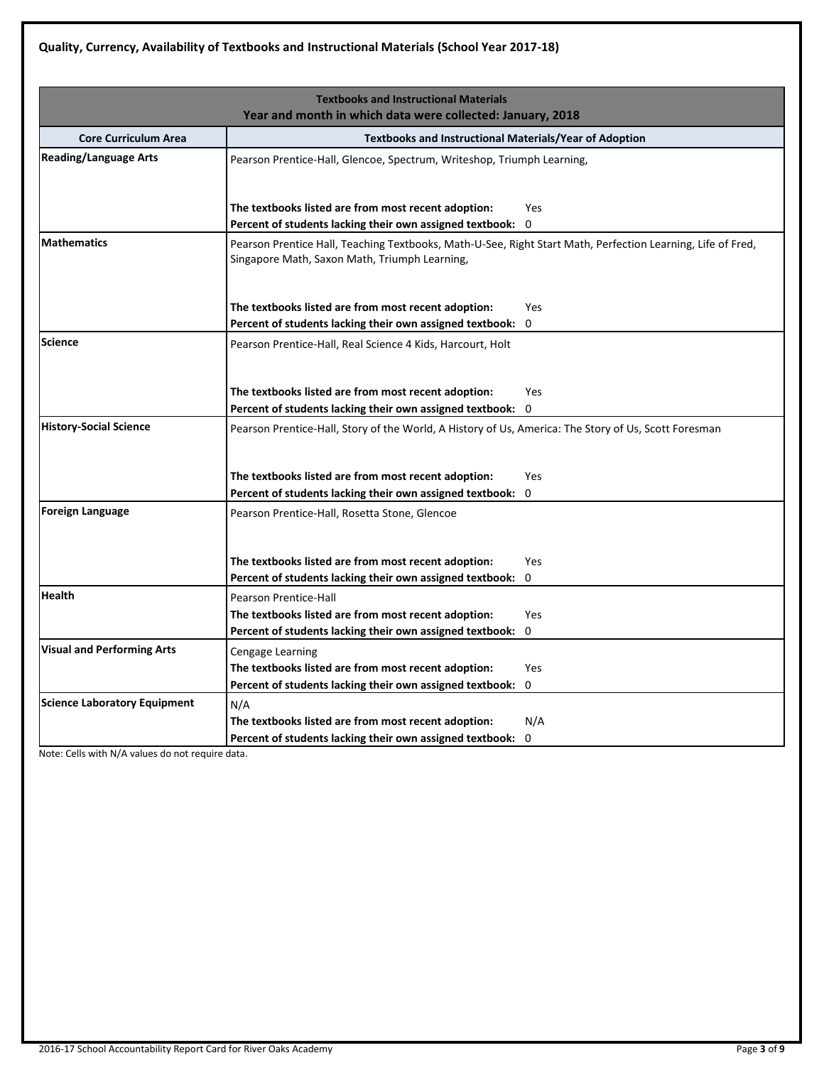## Quality, Currency, Availability of Textbooks and Instructional Materials (School Year 2017-18)

| Textbooks and Instructional Materials<br>Year and month in which data were collected: January, 2018 | |
|---|---|
| **Core Curriculum Area** | **Textbooks and Instructional Materials/Year of Adoption** |
| **Reading/Language Arts** | Pearson Prentice-Hall, Glencoe, Spectrum, Writeshop, Triumph Learning,<br><br>**The textbooks listed are from most recent adoption:** Yes<br>**Percent of students lacking their own assigned textbook:** 0 |
| **Mathematics** | Pearson Prentice Hall, Teaching Textbooks, Math-U-See, Right Start Math, Perfection Learning, Life of Fred, Singapore Math, Saxon Math, Triumph Learning,<br><br>**The textbooks listed are from most recent adoption:** Yes<br>**Percent of students lacking their own assigned textbook:** 0 |
| **Science** | Pearson Prentice-Hall, Real Science 4 Kids, Harcourt, Holt<br><br>**The textbooks listed are from most recent adoption:** Yes<br>**Percent of students lacking their own assigned textbook:** 0 |
| **History-Social Science** | Pearson Prentice-Hall, Story of the World, A History of Us, America: The Story of Us, Scott Foresman<br><br>**The textbooks listed are from most recent adoption:** Yes<br>**Percent of students lacking their own assigned textbook:** 0 |
| **Foreign Language** | Pearson Prentice-Hall, Rosetta Stone, Glencoe<br><br>**The textbooks listed are from most recent adoption:** Yes<br>**Percent of students lacking their own assigned textbook:** 0 |
| **Health** | Pearson Prentice-Hall<br>**The textbooks listed are from most recent adoption:** Yes<br>**Percent of students lacking their own assigned textbook:** 0 |
| **Visual and Performing Arts** | Cengage Learning<br>**The textbooks listed are from most recent adoption:** Yes<br>**Percent of students lacking their own assigned textbook:** 0 |
| **Science Laboratory Equipment** | N/A<br>**The textbooks listed are from most recent adoption:** N/A<br>**Percent of students lacking their own assigned textbook:** 0 |

Note: Cells with N/A values do not require data.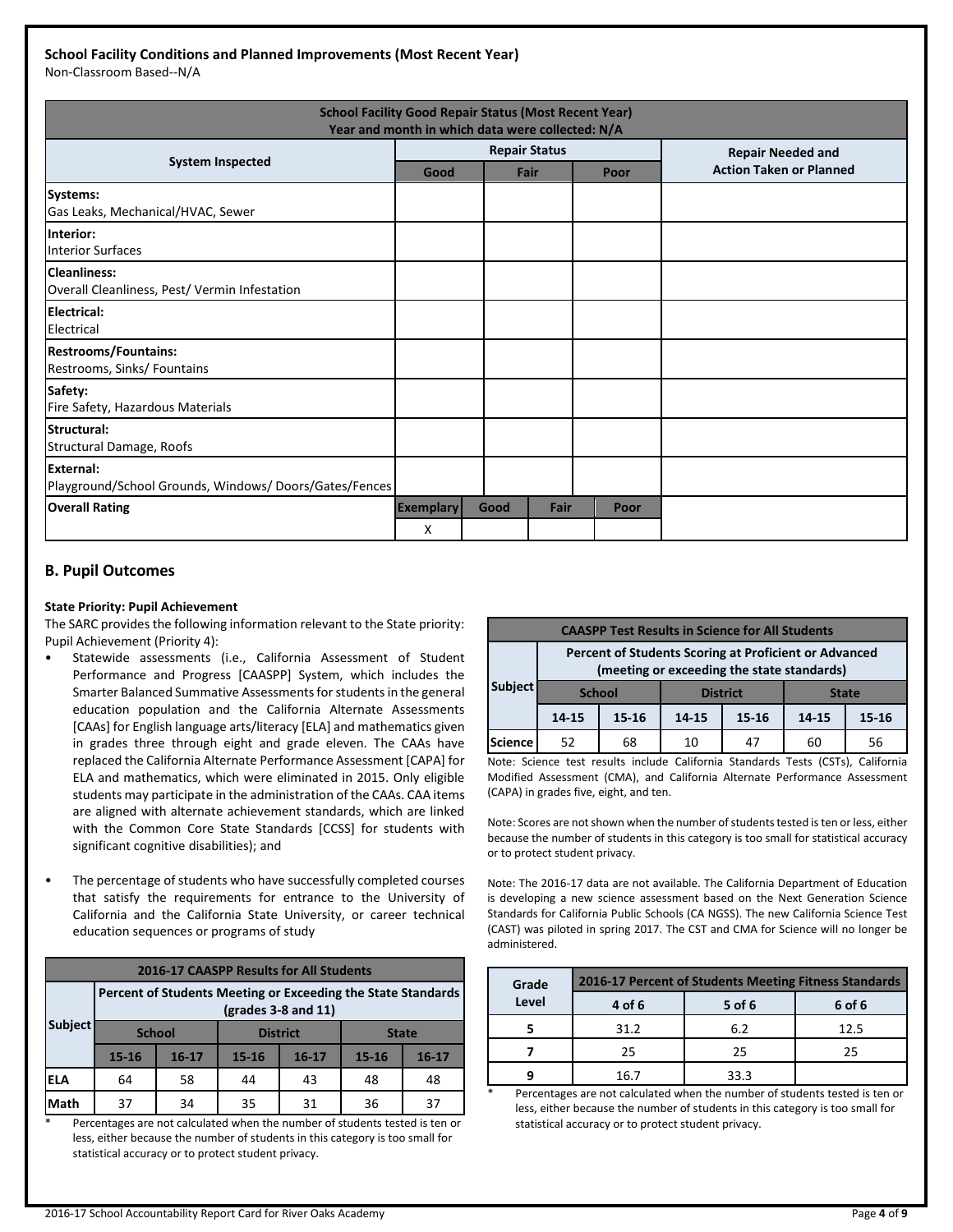**School Facility Conditions and Planned Improvements (Most Recent Year)**

Non-Classroom Based--N/A

| School Facility Good Repair Status (Most Recent Year) Year and month in which data were collected: N/A | | | | |
|---|---|---|---|---|
| System Inspected | Repair Status | | | Repair Needed and Action Taken or Planned |
| | Good | Fair | Poor | |
| **Systems:** Gas Leaks, Mechanical/HVAC, Sewer | | | | |
| **Interior:** Interior Surfaces | | | | |
| **Cleanliness:** Overall Cleanliness, Pest/ Vermin Infestation | | | | |
| **Electrical:** Electrical | | | | |
| **Restrooms/Fountains:** Restrooms, Sinks/ Fountains | | | | |
| **Safety:** Fire Safety, Hazardous Materials | | | | |
| **Structural:** Structural Damage, Roofs | | | | |
| **External:** Playground/School Grounds, Windows/ Doors/Gates/Fences | | | | |

| Overall Rating | Exemplary | Good | Fair | Poor |
|---|---|---|---|---|
| | X | | | |

## B. Pupil Outcomes

**State Priority: Pupil Achievement**

The SARC provides the following information relevant to the State priority: Pupil Achievement (Priority 4):

- Statewide assessments (i.e., California Assessment of Student Performance and Progress [CAASPP] System, which includes the Smarter Balanced Summative Assessments for students in the general education population and the California Alternate Assessments [CAAs] for English language arts/literacy [ELA] and mathematics given in grades three through eight and grade eleven. The CAAs have replaced the California Alternate Performance Assessment [CAPA] for ELA and mathematics, which were eliminated in 2015. Only eligible students may participate in the administration of the CAAs. CAA items are aligned with alternate achievement standards, which are linked with the Common Core State Standards [CCSS] for students with significant cognitive disabilities); and
- The percentage of students who have successfully completed courses that satisfy the requirements for entrance to the University of California and the California State University, or career technical education sequences or programs of study

| 2016-17 CAASPP Results for All Students | | | | | | |
|---|---|---|---|---|---|---|
| Subject | Percent of Students Meeting or Exceeding the State Standards (grades 3-8 and 11) | | | | | |
| | School | | District | | State | |
| | 15-16 | 16-17 | 15-16 | 16-17 | 15-16 | 16-17 |
| ELA | 64 | 58 | 44 | 43 | 48 | 48 |
| Math | 37 | 34 | 35 | 31 | 36 | 37 |

\* Percentages are not calculated when the number of students tested is ten or less, either because the number of students in this category is too small for statistical accuracy or to protect student privacy.

| CAASPP Test Results in Science for All Students | | | | | | |
|---|---|---|---|---|---|---|
| Subject | Percent of Students Scoring at Proficient or Advanced (meeting or exceeding the state standards) | | | | | |
| | School | | District | | State | |
| | 14-15 | 15-16 | 14-15 | 15-16 | 14-15 | 15-16 |
| Science | 52 | 68 | 10 | 47 | 60 | 56 |

Note: Science test results include California Standards Tests (CSTs), California Modified Assessment (CMA), and California Alternate Performance Assessment (CAPA) in grades five, eight, and ten.

Note: Scores are not shown when the number of students tested is ten or less, either because the number of students in this category is too small for statistical accuracy or to protect student privacy.

Note: The 2016-17 data are not available. The California Department of Education is developing a new science assessment based on the Next Generation Science Standards for California Public Schools (CA NGSS). The new California Science Test (CAST) was piloted in spring 2017. The CST and CMA for Science will no longer be administered.

| Grade Level | 2016-17 Percent of Students Meeting Fitness Standards | | |
|---|---|---|---|
| | 4 of 6 | 5 of 6 | 6 of 6 |
| 5 | 31.2 | 6.2 | 12.5 |
| 7 | 25 | 25 | 25 |
| 9 | 16.7 | 33.3 | |

\* Percentages are not calculated when the number of students tested is ten or less, either because the number of students in this category is too small for statistical accuracy or to protect student privacy.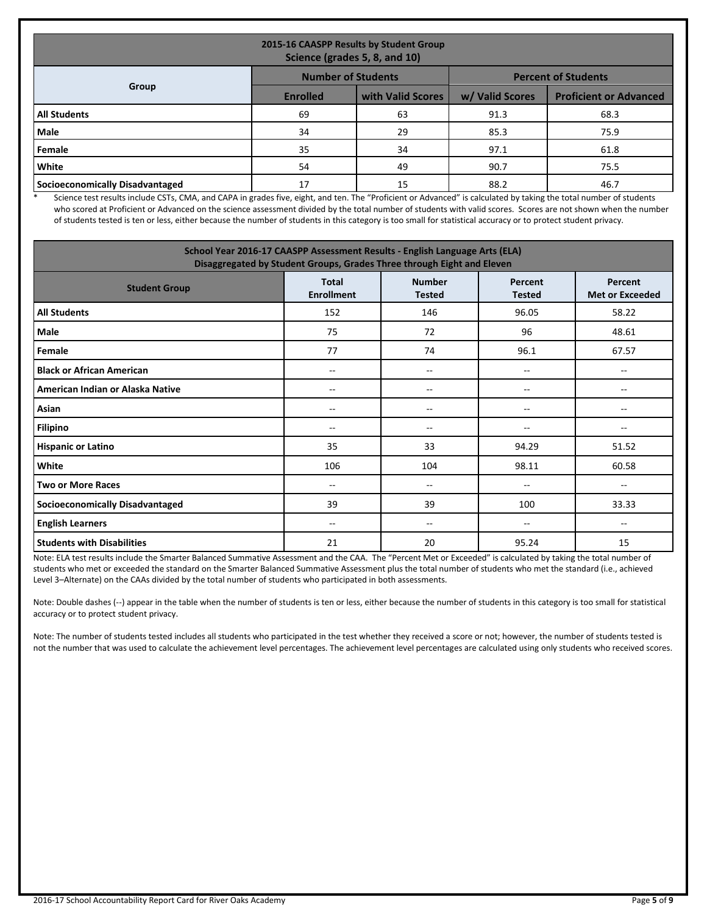| 2015-16 CAASPP Results by Student Group<br>Science (grades 5, 8, and 10) | | | | |
|---|---|---|---|---|
| Group | Number of Students | | Percent of Students | |
| | Enrolled | with Valid Scores | w/ Valid Scores | Proficient or Advanced |
| **All Students** | 69 | 63 | 91.3 | 68.3 |
| **Male** | 34 | 29 | 85.3 | 75.9 |
| **Female** | 35 | 34 | 97.1 | 61.8 |
| **White** | 54 | 49 | 90.7 | 75.5 |
| **Socioeconomically Disadvantaged** | 17 | 15 | 88.2 | 46.7 |

* Science test results include CSTs, CMA, and CAPA in grades five, eight, and ten. The "Proficient or Advanced" is calculated by taking the total number of students who scored at Proficient or Advanced on the science assessment divided by the total number of students with valid scores. Scores are not shown when the number of students tested is ten or less, either because the number of students in this category is too small for statistical accuracy or to protect student privacy.

| School Year 2016-17 CAASPP Assessment Results - English Language Arts (ELA)<br>Disaggregated by Student Groups, Grades Three through Eight and Eleven | | | | |
|---|---|---|---|---|
| Student Group | Total Enrollment | Number Tested | Percent Tested | Percent Met or Exceeded |
| **All Students** | 152 | 146 | 96.05 | 58.22 |
| **Male** | 75 | 72 | 96 | 48.61 |
| **Female** | 77 | 74 | 96.1 | 67.57 |
| **Black or African American** | -- | -- | -- | -- |
| **American Indian or Alaska Native** | -- | -- | -- | -- |
| **Asian** | -- | -- | -- | -- |
| **Filipino** | -- | -- | -- | -- |
| **Hispanic or Latino** | 35 | 33 | 94.29 | 51.52 |
| **White** | 106 | 104 | 98.11 | 60.58 |
| **Two or More Races** | -- | -- | -- | -- |
| **Socioeconomically Disadvantaged** | 39 | 39 | 100 | 33.33 |
| **English Learners** | -- | -- | -- | -- |
| **Students with Disabilities** | 21 | 20 | 95.24 | 15 |

Note: ELA test results include the Smarter Balanced Summative Assessment and the CAA. The "Percent Met or Exceeded" is calculated by taking the total number of students who met or exceeded the standard on the Smarter Balanced Summative Assessment plus the total number of students who met the standard (i.e., achieved Level 3–Alternate) on the CAAs divided by the total number of students who participated in both assessments.

Note: Double dashes (--) appear in the table when the number of students is ten or less, either because the number of students in this category is too small for statistical accuracy or to protect student privacy.

Note: The number of students tested includes all students who participated in the test whether they received a score or not; however, the number of students tested is not the number that was used to calculate the achievement level percentages. The achievement level percentages are calculated using only students who received scores.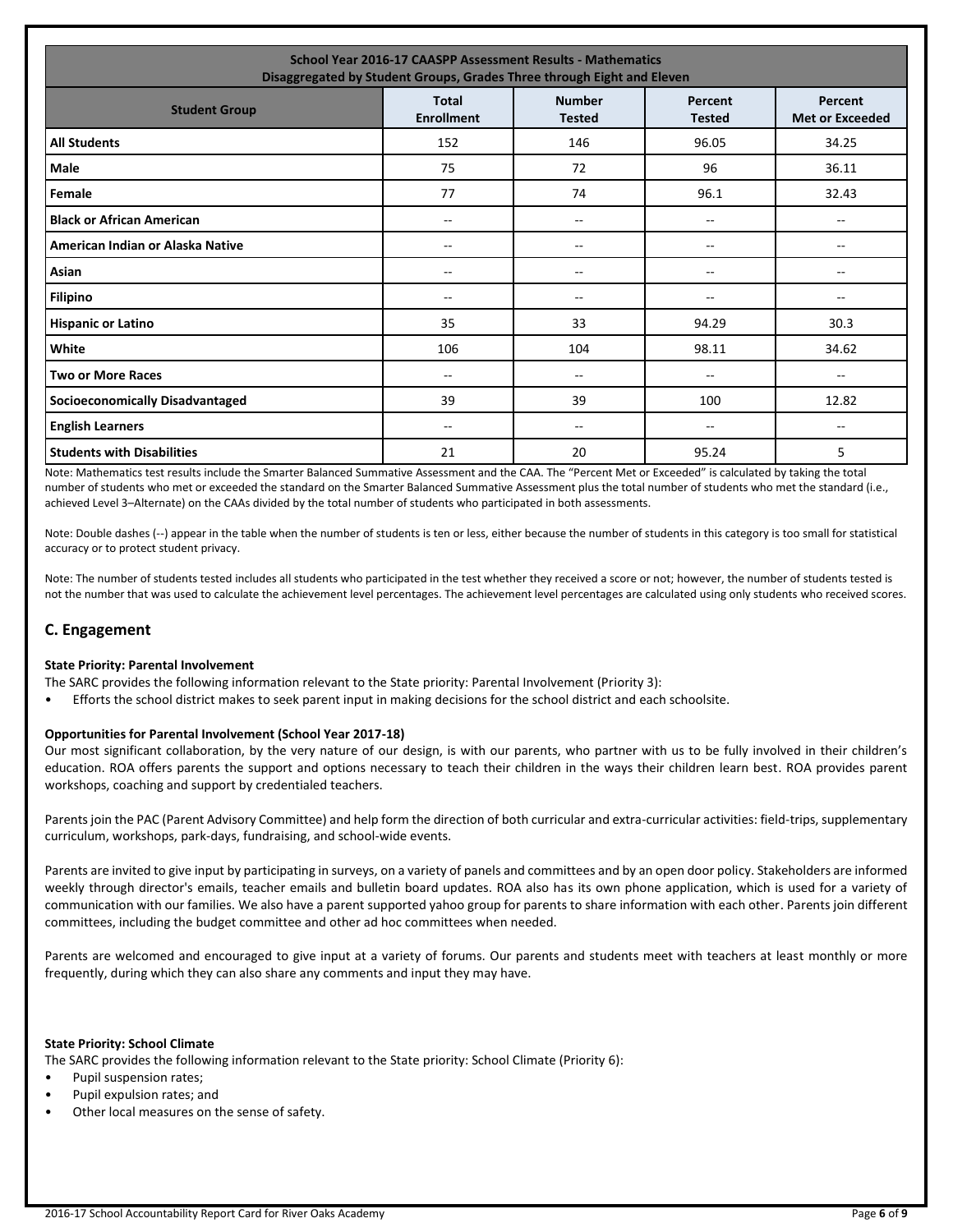| School Year 2016-17 CAASPP Assessment Results - Mathematics<br>Disaggregated by Student Groups, Grades Three through Eight and Eleven | | | | |
|---|---|---|---|---|
| **Student Group** | **Total Enrollment** | **Number Tested** | **Percent Tested** | **Percent Met or Exceeded** |
| **All Students** | 152 | 146 | 96.05 | 34.25 |
| **Male** | 75 | 72 | 96 | 36.11 |
| **Female** | 77 | 74 | 96.1 | 32.43 |
| **Black or African American** | -- | -- | -- | -- |
| **American Indian or Alaska Native** | -- | -- | -- | -- |
| **Asian** | -- | -- | -- | -- |
| **Filipino** | -- | -- | -- | -- |
| **Hispanic or Latino** | 35 | 33 | 94.29 | 30.3 |
| **White** | 106 | 104 | 98.11 | 34.62 |
| **Two or More Races** | -- | -- | -- | -- |
| **Socioeconomically Disadvantaged** | 39 | 39 | 100 | 12.82 |
| **English Learners** | -- | -- | -- | -- |
| **Students with Disabilities** | 21 | 20 | 95.24 | 5 |

Note: Mathematics test results include the Smarter Balanced Summative Assessment and the CAA. The "Percent Met or Exceeded" is calculated by taking the total number of students who met or exceeded the standard on the Smarter Balanced Summative Assessment plus the total number of students who met the standard (i.e., achieved Level 3–Alternate) on the CAAs divided by the total number of students who participated in both assessments.

Note: Double dashes (--) appear in the table when the number of students is ten or less, either because the number of students in this category is too small for statistical accuracy or to protect student privacy.

Note: The number of students tested includes all students who participated in the test whether they received a score or not; however, the number of students tested is not the number that was used to calculate the achievement level percentages. The achievement level percentages are calculated using only students who received scores.

## C. Engagement

**State Priority: Parental Involvement**

The SARC provides the following information relevant to the State priority: Parental Involvement (Priority 3):

- Efforts the school district makes to seek parent input in making decisions for the school district and each schoolsite.

**Opportunities for Parental Involvement (School Year 2017-18)**

Our most significant collaboration, by the very nature of our design, is with our parents, who partner with us to be fully involved in their children's education. ROA offers parents the support and options necessary to teach their children in the ways their children learn best. ROA provides parent workshops, coaching and support by credentialed teachers.

Parents join the PAC (Parent Advisory Committee) and help form the direction of both curricular and extra-curricular activities: field-trips, supplementary curriculum, workshops, park-days, fundraising, and school-wide events.

Parents are invited to give input by participating in surveys, on a variety of panels and committees and by an open door policy. Stakeholders are informed weekly through director's emails, teacher emails and bulletin board updates. ROA also has its own phone application, which is used for a variety of communication with our families. We also have a parent supported yahoo group for parents to share information with each other. Parents join different committees, including the budget committee and other ad hoc committees when needed.

Parents are welcomed and encouraged to give input at a variety of forums. Our parents and students meet with teachers at least monthly or more frequently, during which they can also share any comments and input they may have.

**State Priority: School Climate**

The SARC provides the following information relevant to the State priority: School Climate (Priority 6):

- Pupil suspension rates;
- Pupil expulsion rates; and
- Other local measures on the sense of safety.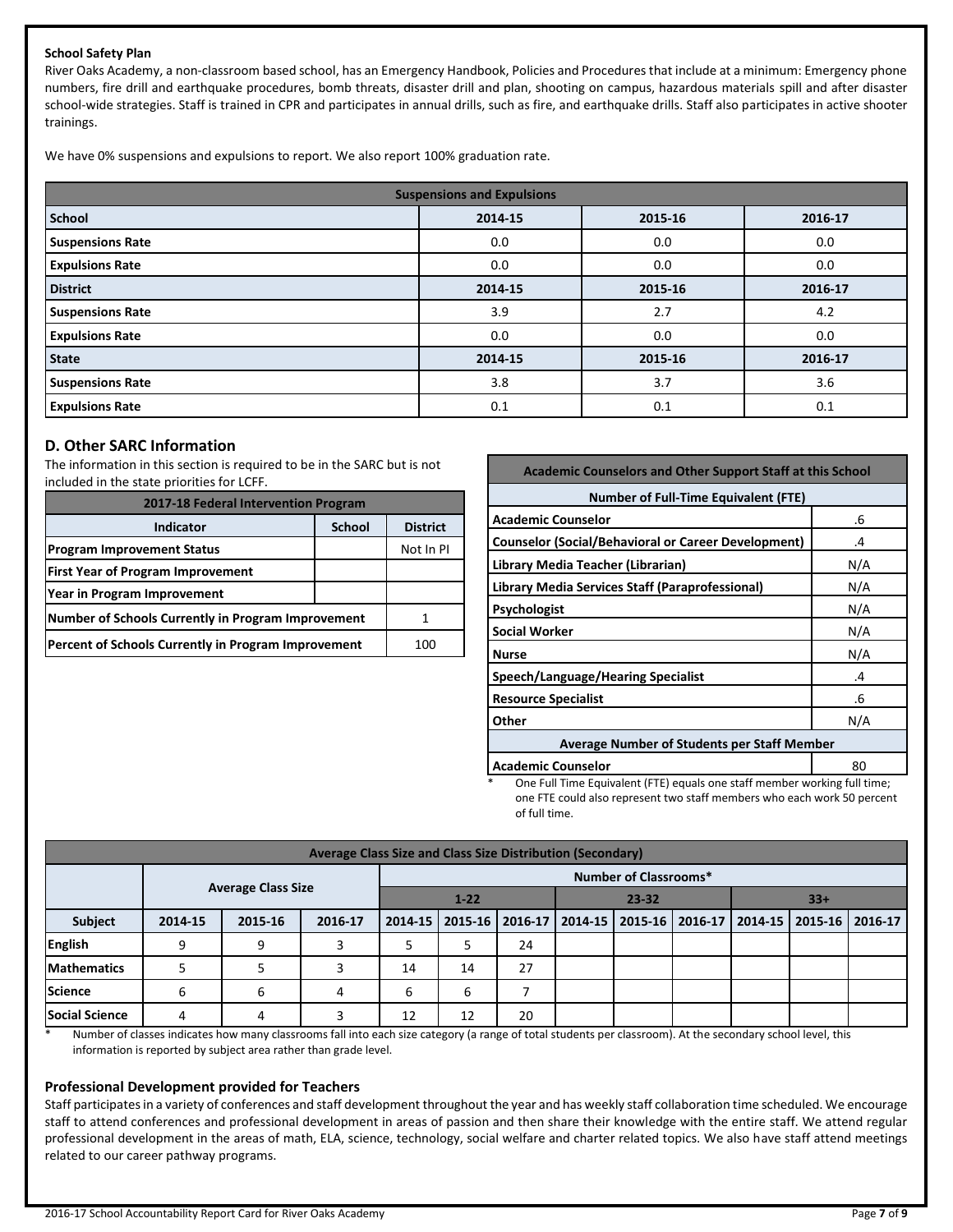### School Safety Plan

River Oaks Academy, a non-classroom based school, has an Emergency Handbook, Policies and Procedures that include at a minimum: Emergency phone numbers, fire drill and earthquake procedures, bomb threats, disaster drill and plan, shooting on campus, hazardous materials spill and after disaster school-wide strategies. Staff is trained in CPR and participates in annual drills, such as fire, and earthquake drills. Staff also participates in active shooter trainings.

We have 0% suspensions and expulsions to report. We also report 100% graduation rate.

| Suspensions and Expulsions | | | |
|---|---|---|---|
| **School** | **2014-15** | **2015-16** | **2016-17** |
| **Suspensions Rate** | 0.0 | 0.0 | 0.0 |
| **Expulsions Rate** | 0.0 | 0.0 | 0.0 |
| **District** | **2014-15** | **2015-16** | **2016-17** |
| **Suspensions Rate** | 3.9 | 2.7 | 4.2 |
| **Expulsions Rate** | 0.0 | 0.0 | 0.0 |
| **State** | **2014-15** | **2015-16** | **2016-17** |
| **Suspensions Rate** | 3.8 | 3.7 | 3.6 |
| **Expulsions Rate** | 0.1 | 0.1 | 0.1 |

## D. Other SARC Information

The information in this section is required to be in the SARC but is not included in the state priorities for LCFF.

| 2017-18 Federal Intervention Program | | |
|---|---|---|
| **Indicator** | **School** | **District** |
| **Program Improvement Status** | | Not In PI |
| **First Year of Program Improvement** | | |
| **Year in Program Improvement** | | |
| **Number of Schools Currently in Program Improvement** | | 1 |
| **Percent of Schools Currently in Program Improvement** | | 100 |

| Academic Counselors and Other Support Staff at this School | |
|---|---|
| **Number of Full-Time Equivalent (FTE)** | |
| **Academic Counselor** | .6 |
| **Counselor (Social/Behavioral or Career Development)** | .4 |
| **Library Media Teacher (Librarian)** | N/A |
| **Library Media Services Staff (Paraprofessional)** | N/A |
| **Psychologist** | N/A |
| **Social Worker** | N/A |
| **Nurse** | N/A |
| **Speech/Language/Hearing Specialist** | .4 |
| **Resource Specialist** | .6 |
| **Other** | N/A |
| **Average Number of Students per Staff Member** | |
| **Academic Counselor** | 80 |

\* One Full Time Equivalent (FTE) equals one staff member working full time; one FTE could also represent two staff members who each work 50 percent of full time.

| Average Class Size and Class Size Distribution (Secondary) | | | | | | | | | | | | |
|---|---|---|---|---|---|---|---|---|---|---|---|---|
| | **Average Class Size** | | | **Number of Classrooms*** | | | | | | | | |
| | | | | **1-22** | | | **23-32** | | | **33+** | | |
| **Subject** | **2014-15** | **2015-16** | **2016-17** | **2014-15** | **2015-16** | **2016-17** | **2014-15** | **2015-16** | **2016-17** | **2014-15** | **2015-16** | **2016-17** |
| **English** | 9 | 9 | 3 | 5 | 5 | 24 | | | | | | |
| **Mathematics** | 5 | 5 | 3 | 14 | 14 | 27 | | | | | | |
| **Science** | 6 | 6 | 4 | 6 | 6 | 7 | | | | | | |
| **Social Science** | 4 | 4 | 3 | 12 | 12 | 20 | | | | | | |

\* Number of classes indicates how many classrooms fall into each size category (a range of total students per classroom). At the secondary school level, this information is reported by subject area rather than grade level.

### Professional Development provided for Teachers

Staff participates in a variety of conferences and staff development throughout the year and has weekly staff collaboration time scheduled. We encourage staff to attend conferences and professional development in areas of passion and then share their knowledge with the entire staff. We attend regular professional development in the areas of math, ELA, science, technology, social welfare and charter related topics. We also have staff attend meetings related to our career pathway programs.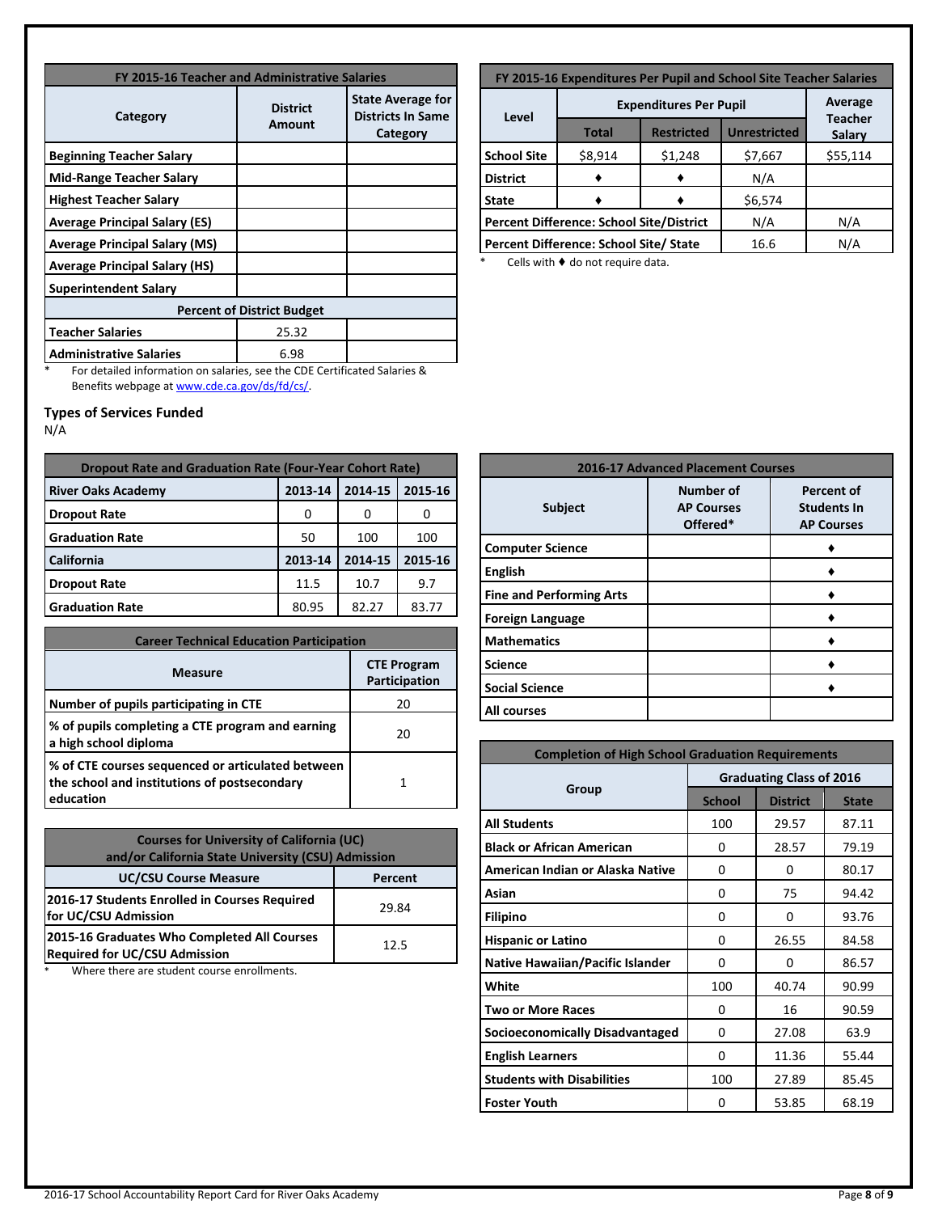| FY 2015-16 Teacher and Administrative Salaries | | |
|---|---|---|
| Category | District Amount | State Average for Districts In Same Category |
| Beginning Teacher Salary | | |
| Mid-Range Teacher Salary | | |
| Highest Teacher Salary | | |
| Average Principal Salary (ES) | | |
| Average Principal Salary (MS) | | |
| Average Principal Salary (HS) | | |
| Superintendent Salary | | |
| Percent of District Budget | | |
| Teacher Salaries | 25.32 | |
| Administrative Salaries | 6.98 | |

\* For detailed information on salaries, see the CDE Certificated Salaries & Benefits webpage at www.cde.ca.gov/ds/fd/cs/.

| FY 2015-16 Expenditures Per Pupil and School Site Teacher Salaries | | | | |
|---|---|---|---|---|
| Level | Expenditures Per Pupil | | | Average Teacher Salary |
| | Total | Restricted | Unrestricted | |
| School Site | $8,914 | $1,248 | $7,667 | $55,114 |
| District | ♦ | ♦ | N/A | |
| State | ♦ | ♦ | $6,574 | |
| Percent Difference: School Site/District | | | N/A | N/A |
| Percent Difference: School Site/ State | | | 16.6 | N/A |

\* Cells with ♦ do not require data.

## Types of Services Funded

N/A

| Dropout Rate and Graduation Rate (Four-Year Cohort Rate) | | | |
|---|---|---|---|
| River Oaks Academy | 2013-14 | 2014-15 | 2015-16 |
| Dropout Rate | 0 | 0 | 0 |
| Graduation Rate | 50 | 100 | 100 |
| California | 2013-14 | 2014-15 | 2015-16 |
| Dropout Rate | 11.5 | 10.7 | 9.7 |
| Graduation Rate | 80.95 | 82.27 | 83.77 |

| Career Technical Education Participation | |
|---|---|
| Measure | CTE Program Participation |
| Number of pupils participating in CTE | 20 |
| % of pupils completing a CTE program and earning a high school diploma | 20 |
| % of CTE courses sequenced or articulated between the school and institutions of postsecondary education | 1 |

| Courses for University of California (UC) and/or California State University (CSU) Admission | |
|---|---|
| UC/CSU Course Measure | Percent |
| 2016-17 Students Enrolled in Courses Required for UC/CSU Admission | 29.84 |
| 2015-16 Graduates Who Completed All Courses Required for UC/CSU Admission | 12.5 |

\* Where there are student course enrollments.

| 2016-17 Advanced Placement Courses | | |
|---|---|---|
| Subject | Number of AP Courses Offered* | Percent of Students In AP Courses |
| Computer Science | | ♦ |
| English | | ♦ |
| Fine and Performing Arts | | ♦ |
| Foreign Language | | ♦ |
| Mathematics | | ♦ |
| Science | | ♦ |
| Social Science | | ♦ |
| All courses | | |

| Completion of High School Graduation Requirements | | | |
|---|---|---|---|
| Group | Graduating Class of 2016 | | |
| | School | District | State |
| All Students | 100 | 29.57 | 87.11 |
| Black or African American | 0 | 28.57 | 79.19 |
| American Indian or Alaska Native | 0 | 0 | 80.17 |
| Asian | 0 | 75 | 94.42 |
| Filipino | 0 | 0 | 93.76 |
| Hispanic or Latino | 0 | 26.55 | 84.58 |
| Native Hawaiian/Pacific Islander | 0 | 0 | 86.57 |
| White | 100 | 40.74 | 90.99 |
| Two or More Races | 0 | 16 | 90.59 |
| Socioeconomically Disadvantaged | 0 | 27.08 | 63.9 |
| English Learners | 0 | 11.36 | 55.44 |
| Students with Disabilities | 100 | 27.89 | 85.45 |
| Foster Youth | 0 | 53.85 | 68.19 |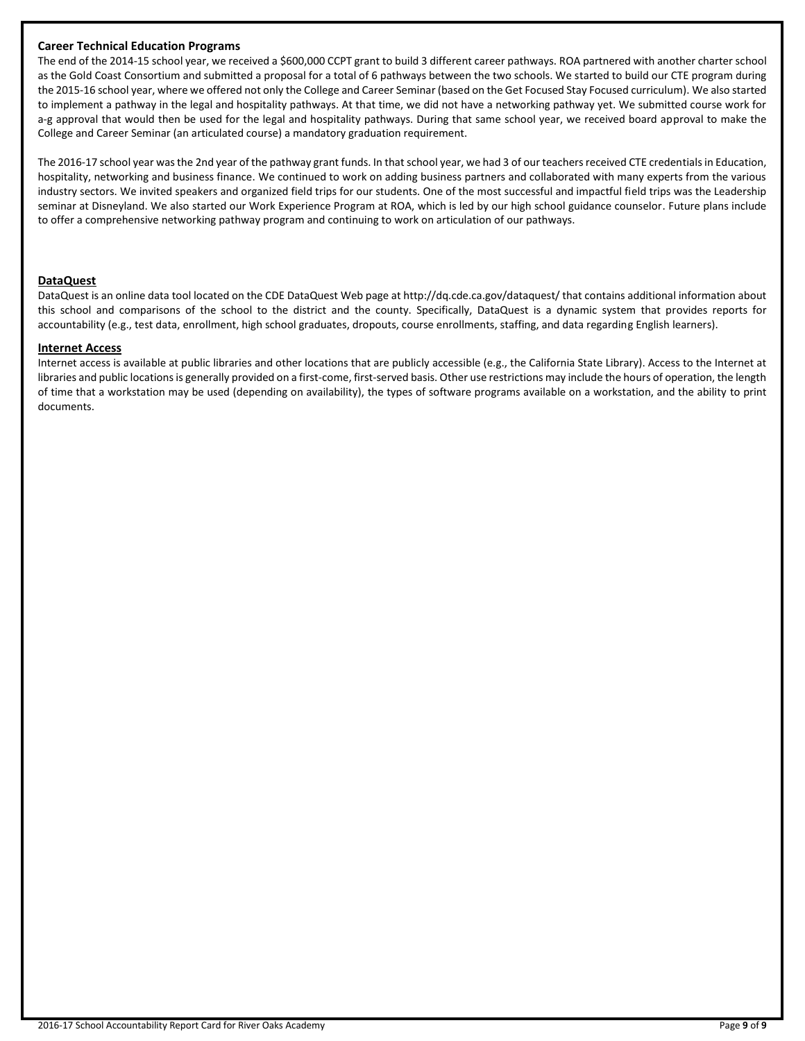### Career Technical Education Programs

The end of the 2014-15 school year, we received a $600,000 CCPT grant to build 3 different career pathways. ROA partnered with another charter school as the Gold Coast Consortium and submitted a proposal for a total of 6 pathways between the two schools. We started to build our CTE program during the 2015-16 school year, where we offered not only the College and Career Seminar (based on the Get Focused Stay Focused curriculum). We also started to implement a pathway in the legal and hospitality pathways. At that time, we did not have a networking pathway yet. We submitted course work for a-g approval that would then be used for the legal and hospitality pathways. During that same school year, we received board approval to make the College and Career Seminar (an articulated course) a mandatory graduation requirement.

The 2016-17 school year was the 2nd year of the pathway grant funds. In that school year, we had 3 of our teachers received CTE credentials in Education, hospitality, networking and business finance. We continued to work on adding business partners and collaborated with many experts from the various industry sectors. We invited speakers and organized field trips for our students. One of the most successful and impactful field trips was the Leadership seminar at Disneyland. We also started our Work Experience Program at ROA, which is led by our high school guidance counselor. Future plans include to offer a comprehensive networking pathway program and continuing to work on articulation of our pathways.

### DataQuest

DataQuest is an online data tool located on the CDE DataQuest Web page at http://dq.cde.ca.gov/dataquest/ that contains additional information about this school and comparisons of the school to the district and the county. Specifically, DataQuest is a dynamic system that provides reports for accountability (e.g., test data, enrollment, high school graduates, dropouts, course enrollments, staffing, and data regarding English learners).

### Internet Access

Internet access is available at public libraries and other locations that are publicly accessible (e.g., the California State Library). Access to the Internet at libraries and public locations is generally provided on a first-come, first-served basis. Other use restrictions may include the hours of operation, the length of time that a workstation may be used (depending on availability), the types of software programs available on a workstation, and the ability to print documents.